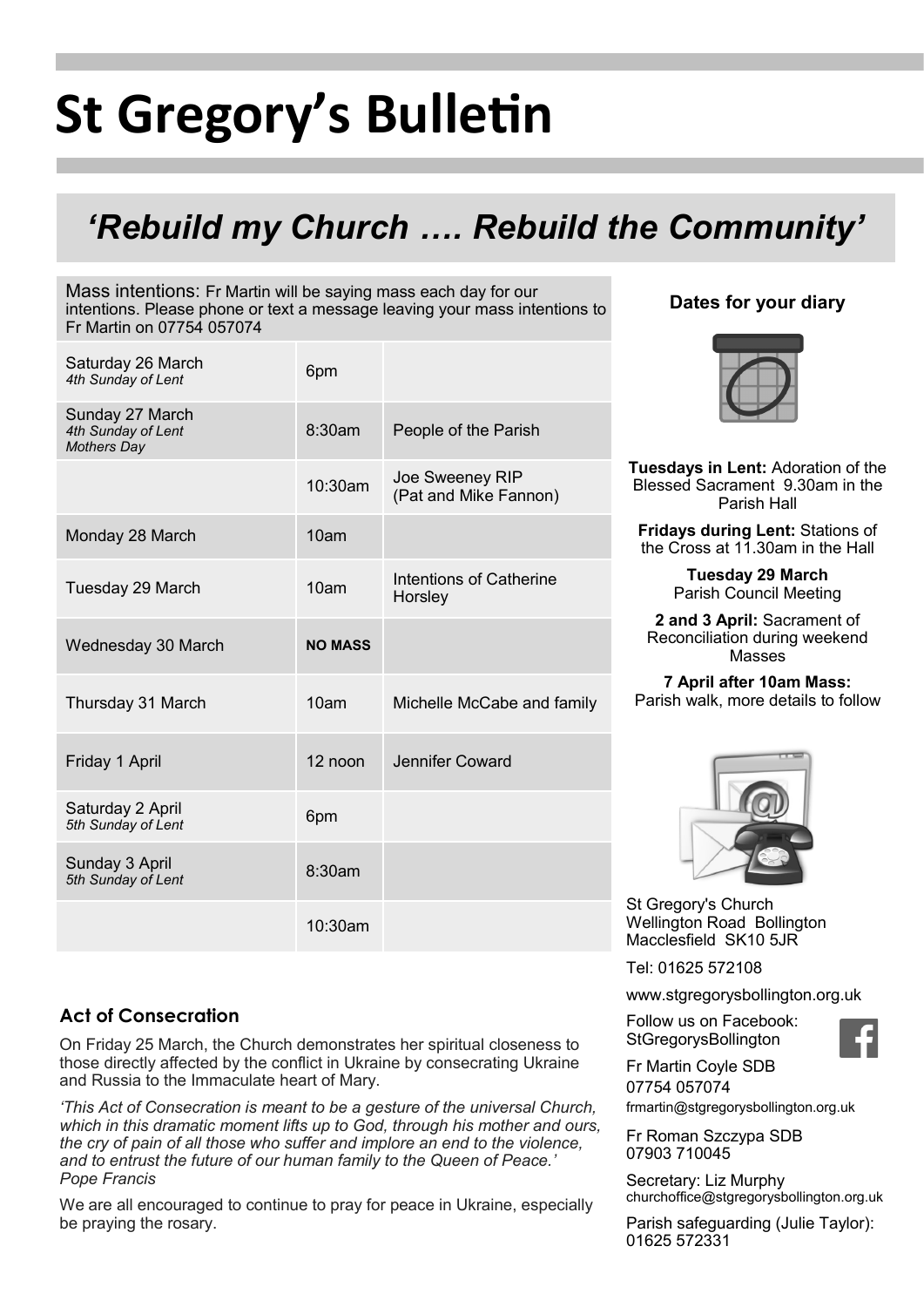# St Gregory's Bulletin

## *'Rebuild my Church …. Rebuild the Community'*

Mass intentions: Fr Martin will be saying mass each day for our intentions. Please phone or text a message leaving your mass intentions to Fr Martin on 07754 057074

| Day | Time | Intention |
|---|---|---|
| Saturday 26 March *4th Sunday of Lent* | 6pm | |
| Sunday 27 March *4th Sunday of Lent* *Mothers Day* | 8:30am | People of the Parish |
| | 10:30am | Joe Sweeney RIP (Pat and Mike Fannon) |
| Monday 28 March | 10am | |
| Tuesday 29 March | 10am | Intentions of Catherine Horsley |
| Wednesday 30 March | **NO MASS** | |
| Thursday 31 March | 10am | Michelle McCabe and family |
| Friday 1 April | 12 noon | Jennifer Coward |
| Saturday 2 April *5th Sunday of Lent* | 6pm | |
| Sunday 3 April *5th Sunday of Lent* | 8:30am | |
| | 10:30am | |

### Act of Consecration

On Friday 25 March, the Church demonstrates her spiritual closeness to those directly affected by the conflict in Ukraine by consecrating Ukraine and Russia to the Immaculate heart of Mary.

*'This Act of Consecration is meant to be a gesture of the universal Church, which in this dramatic moment lifts up to God, through his mother and ours, the cry of pain of all those who suffer and implore an end to the violence, and to entrust the future of our human family to the Queen of Peace.' Pope Francis*

We are all encouraged to continue to pray for peace in Ukraine, especially be praying the rosary.

### Dates for your diary

**Tuesdays in Lent:** Adoration of the Blessed Sacrament 9.30am in the Parish Hall

**Fridays during Lent:** Stations of the Cross at 11.30am in the Hall

**Tuesday 29 March** Parish Council Meeting

**2 and 3 April:** Sacrament of Reconciliation during weekend Masses

**7 April after 10am Mass:** Parish walk, more details to follow

St Gregory's Church
Wellington Road Bollington
Macclesfield SK10 5JR

Tel: 01625 572108

www.stgregorysbollington.org.uk

Follow us on Facebook: StGregorysBollington

Fr Martin Coyle SDB
07754 057074
frmartin@stgregorysbollington.org.uk

Fr Roman Szczypa SDB
07903 710045

Secretary: Liz Murphy
churchoffice@stgregorysbollington.org.uk

Parish safeguarding (Julie Taylor): 01625 572331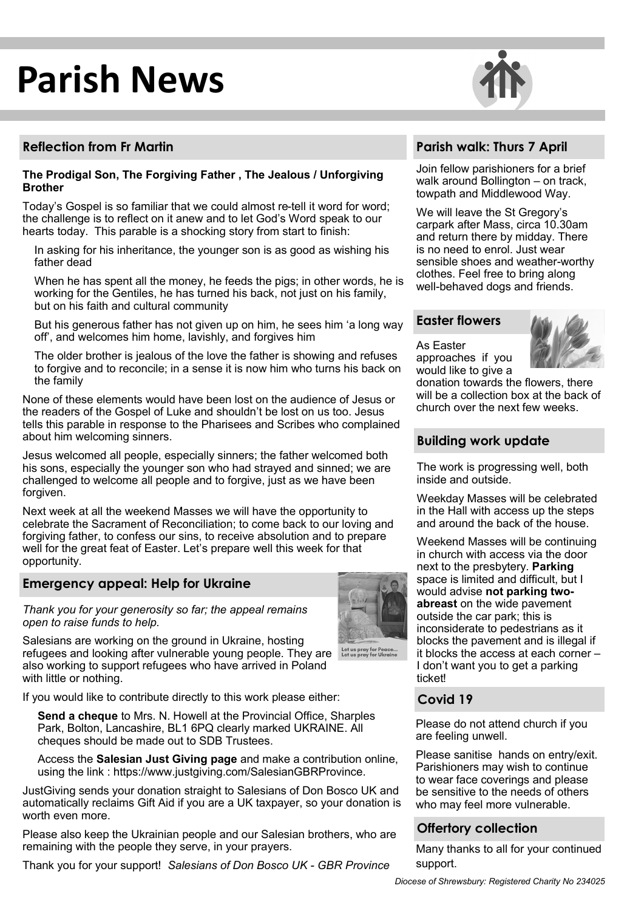# Parish News

## Reflection from Fr Martin

**The Prodigal Son, The Forgiving Father , The Jealous / Unforgiving Brother**

Today's Gospel is so familiar that we could almost re-tell it word for word; the challenge is to reflect on it anew and to let God's Word speak to our hearts today. This parable is a shocking story from start to finish:

- In asking for his inheritance, the younger son is as good as wishing his father dead
- When he has spent all the money, he feeds the pigs; in other words, he is working for the Gentiles, he has turned his back, not just on his family, but on his faith and cultural community
- But his generous father has not given up on him, he sees him 'a long way off', and welcomes him home, lavishly, and forgives him
- The older brother is jealous of the love the father is showing and refuses to forgive and to reconcile; in a sense it is now him who turns his back on the family

None of these elements would have been lost on the audience of Jesus or the readers of the Gospel of Luke and shouldn't be lost on us too. Jesus tells this parable in response to the Pharisees and Scribes who complained about him welcoming sinners.

Jesus welcomed all people, especially sinners; the father welcomed both his sons, especially the younger son who had strayed and sinned; we are challenged to welcome all people and to forgive, just as we have been forgiven.

Next week at all the weekend Masses we will have the opportunity to celebrate the Sacrament of Reconciliation; to come back to our loving and forgiving father, to confess our sins, to receive absolution and to prepare well for the great feat of Easter. Let's prepare well this week for that opportunity.

## Emergency appeal: Help for Ukraine

*Thank you for your generosity so far; the appeal remains open to raise funds to help.*

Let us pray for Peace... Let us pray for Ukraine

Salesians are working on the ground in Ukraine, hosting refugees and looking after vulnerable young people. They are also working to support refugees who have arrived in Poland with little or nothing.

If you would like to contribute directly to this work please either:

- **Send a cheque** to Mrs. N. Howell at the Provincial Office, Sharples Park, Bolton, Lancashire, BL1 6PQ clearly marked UKRAINE. All cheques should be made out to SDB Trustees.
- Access the **Salesian Just Giving page** and make a contribution online, using the link : https://www.justgiving.com/SalesianGBRProvince.

JustGiving sends your donation straight to Salesians of Don Bosco UK and automatically reclaims Gift Aid if you are a UK taxpayer, so your donation is worth even more.

Please also keep the Ukrainian people and our Salesian brothers, who are remaining with the people they serve, in your prayers.

Thank you for your support! *Salesians of Don Bosco UK - GBR Province*

## Parish walk: Thurs 7 April

Join fellow parishioners for a brief walk around Bollington – on track, towpath and Middlewood Way.

We will leave the St Gregory's carpark after Mass, circa 10.30am and return there by midday. There is no need to enrol. Just wear sensible shoes and weather-worthy clothes. Feel free to bring along well-behaved dogs and friends.

## Easter flowers

As Easter approaches if you would like to give a donation towards the flowers, there will be a collection box at the back of church over the next few weeks.

## Building work update

The work is progressing well, both inside and outside.

Weekday Masses will be celebrated in the Hall with access up the steps and around the back of the house.

Weekend Masses will be continuing in church with access via the door next to the presbytery. **Parking** space is limited and difficult, but I would advise **not parking two-abreast** on the wide pavement outside the car park; this is inconsiderate to pedestrians as it blocks the pavement and is illegal if it blocks the access at each corner – I don't want you to get a parking ticket!

## Covid 19

Please do not attend church if you are feeling unwell.

Please sanitise hands on entry/exit. Parishioners may wish to continue to wear face coverings and please be sensitive to the needs of others who may feel more vulnerable.

## Offertory collection

Many thanks to all for your continued support.

*Diocese of Shrewsbury: Registered Charity No 234025*